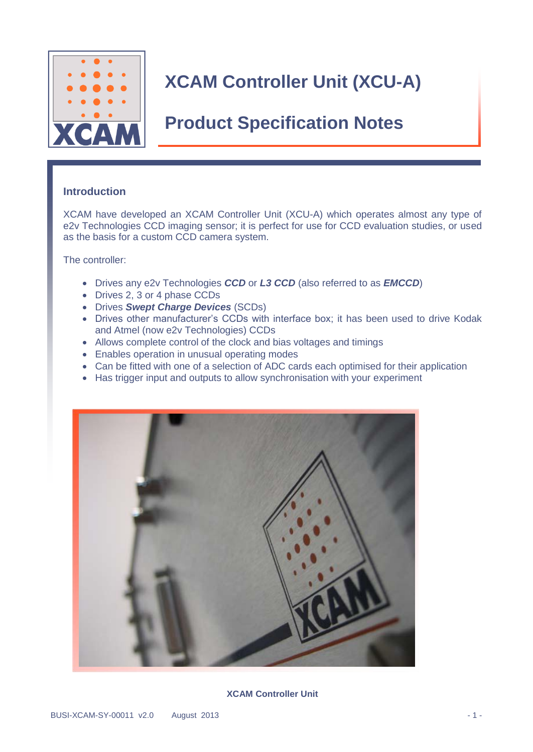# XCAM Controller Unit (XCU-A)

# Product Specification Notes

## Introduction

XCAM have developed an XCAM Controller Unit (XCU-A) which operates almost any type of e2v Technologies CCD imaging sensor; it is perfect for use for CCD evaluation studies, or used as the basis for a custom CCD camera system.

The controller:

- Drives any e2v Technologies ***CCD*** or ***L3 CCD*** (also referred to as ***EMCCD***)
- Drives 2, 3 or 4 phase CCDs
- Drives ***Swept Charge Devices*** (SCDs)
- Drives other manufacturer's CCDs with interface box; it has been used to drive Kodak and Atmel (now e2v Technologies) CCDs
- Allows complete control of the clock and bias voltages and timings
- Enables operation in unusual operating modes
- Can be fitted with one of a selection of ADC cards each optimised for their application
- Has trigger input and outputs to allow synchronisation with your experiment

**XCAM Controller Unit**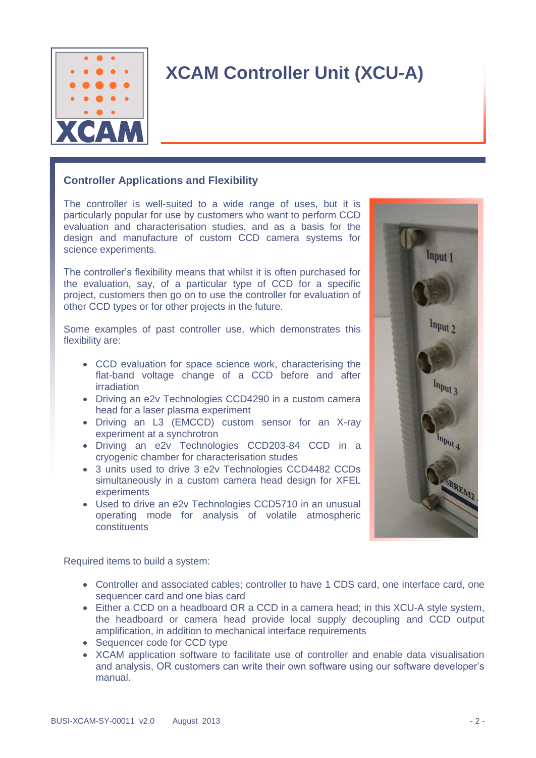# XCAM Controller Unit (XCU-A)

## Controller Applications and Flexibility

The controller is well-suited to a wide range of uses, but it is particularly popular for use by customers who want to perform CCD evaluation and characterisation studies, and as a basis for the design and manufacture of custom CCD camera systems for science experiments.

The controller's flexibility means that whilst it is often purchased for the evaluation, say, of a particular type of CCD for a specific project, customers then go on to use the controller for evaluation of other CCD types or for other projects in the future.

Some examples of past controller use, which demonstrates this flexibility are:

- CCD evaluation for space science work, characterising the flat-band voltage change of a CCD before and after irradiation
- Driving an e2v Technologies CCD4290 in a custom camera head for a laser plasma experiment
- Driving an L3 (EMCCD) custom sensor for an X-ray experiment at a synchrotron
- Driving an e2v Technologies CCD203-84 CCD in a cryogenic chamber for characterisation studes
- 3 units used to drive 3 e2v Technologies CCD4482 CCDs simultaneously in a custom camera head design for XFEL experiments
- Used to drive an e2v Technologies CCD5710 in an unusual operating mode for analysis of volatile atmospheric constituents

Required items to build a system:

- Controller and associated cables; controller to have 1 CDS card, one interface card, one sequencer card and one bias card
- Either a CCD on a headboard OR a CCD in a camera head; in this XCU-A style system, the headboard or camera head provide local supply decoupling and CCD output amplification, in addition to mechanical interface requirements
- Sequencer code for CCD type
- XCAM application software to facilitate use of controller and enable data visualisation and analysis, OR customers can write their own software using our software developer's manual.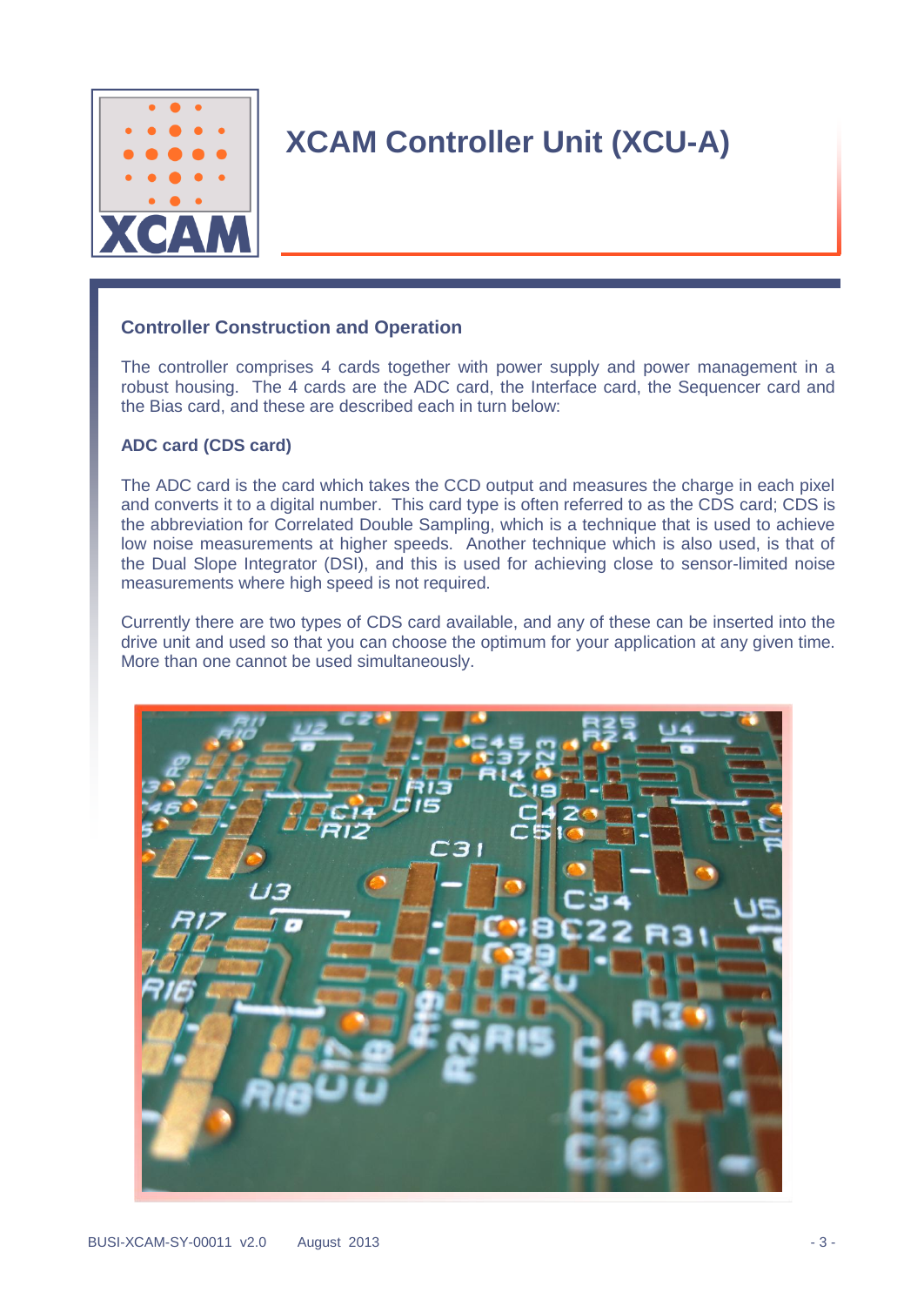# XCAM Controller Unit (XCU-A)

## Controller Construction and Operation

The controller comprises 4 cards together with power supply and power management in a robust housing. The 4 cards are the ADC card, the Interface card, the Sequencer card and the Bias card, and these are described each in turn below:

### ADC card (CDS card)

The ADC card is the card which takes the CCD output and measures the charge in each pixel and converts it to a digital number. This card type is often referred to as the CDS card; CDS is the abbreviation for Correlated Double Sampling, which is a technique that is used to achieve low noise measurements at higher speeds. Another technique which is also used, is that of the Dual Slope Integrator (DSI), and this is used for achieving close to sensor-limited noise measurements where high speed is not required.

Currently there are two types of CDS card available, and any of these can be inserted into the drive unit and used so that you can choose the optimum for your application at any given time. More than one cannot be used simultaneously.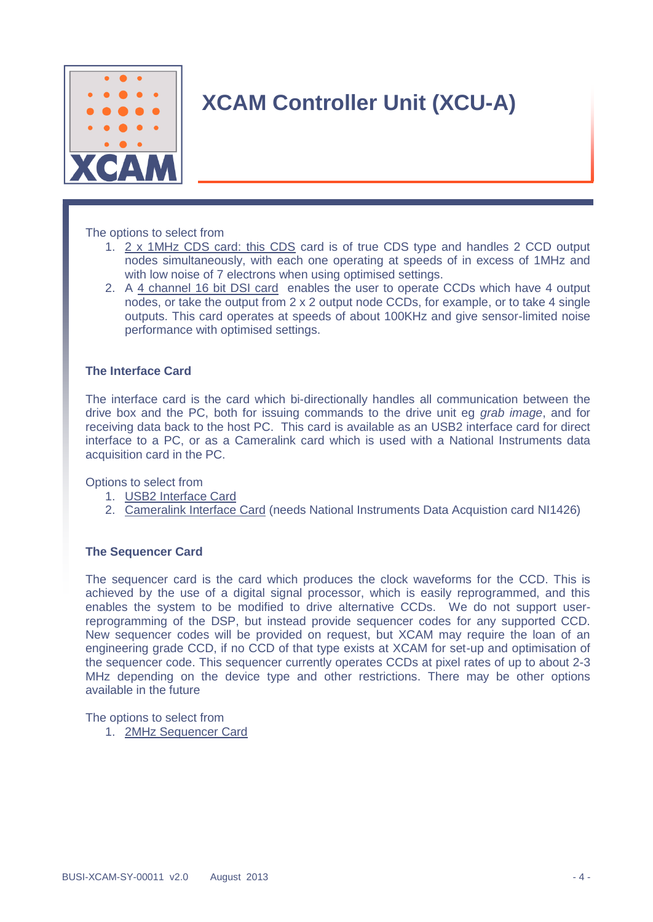The options to select from

1. 2 x 1MHz CDS card: this CDS card is of true CDS type and handles 2 CCD output nodes simultaneously, with each one operating at speeds of in excess of 1MHz and with low noise of 7 electrons when using optimised settings.
2. A 4 channel 16 bit DSI card enables the user to operate CCDs which have 4 output nodes, or take the output from 2 x 2 output node CCDs, for example, or to take 4 single outputs. This card operates at speeds of about 100KHz and give sensor-limited noise performance with optimised settings.

**The Interface Card**

The interface card is the card which bi-directionally handles all communication between the drive box and the PC, both for issuing commands to the drive unit eg *grab image*, and for receiving data back to the host PC. This card is available as an USB2 interface card for direct interface to a PC, or as a Cameralink card which is used with a National Instruments data acquisition card in the PC.

Options to select from

1. USB2 Interface Card
2. Cameralink Interface Card (needs National Instruments Data Acquistion card NI1426)

**The Sequencer Card**

The sequencer card is the card which produces the clock waveforms for the CCD. This is achieved by the use of a digital signal processor, which is easily reprogrammed, and this enables the system to be modified to drive alternative CCDs. We do not support user-reprogramming of the DSP, but instead provide sequencer codes for any supported CCD. New sequencer codes will be provided on request, but XCAM may require the loan of an engineering grade CCD, if no CCD of that type exists at XCAM for set-up and optimisation of the sequencer code. This sequencer currently operates CCDs at pixel rates of up to about 2-3 MHz depending on the device type and other restrictions. There may be other options available in the future

The options to select from

1. 2MHz Sequencer Card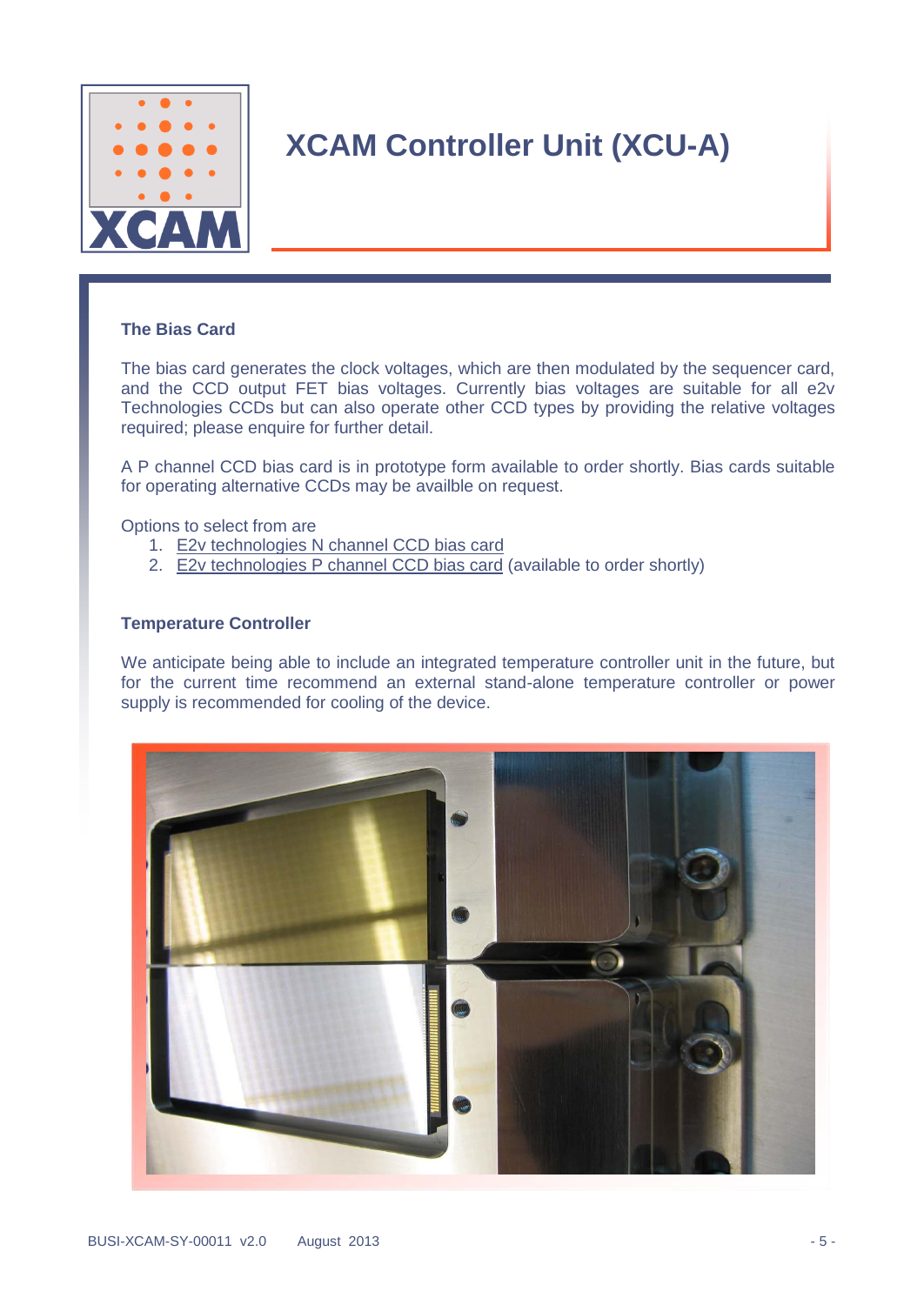### The Bias Card

The bias card generates the clock voltages, which are then modulated by the sequencer card, and the CCD output FET bias voltages. Currently bias voltages are suitable for all e2v Technologies CCDs but can also operate other CCD types by providing the relative voltages required; please enquire for further detail.

A P channel CCD bias card is in prototype form available to order shortly. Bias cards suitable for operating alternative CCDs may be availble on request.

Options to select from are

1. E2v technologies N channel CCD bias card
2. E2v technologies P channel CCD bias card (available to order shortly)

### Temperature Controller

We anticipate being able to include an integrated temperature controller unit in the future, but for the current time recommend an external stand-alone temperature controller or power supply is recommended for cooling of the device.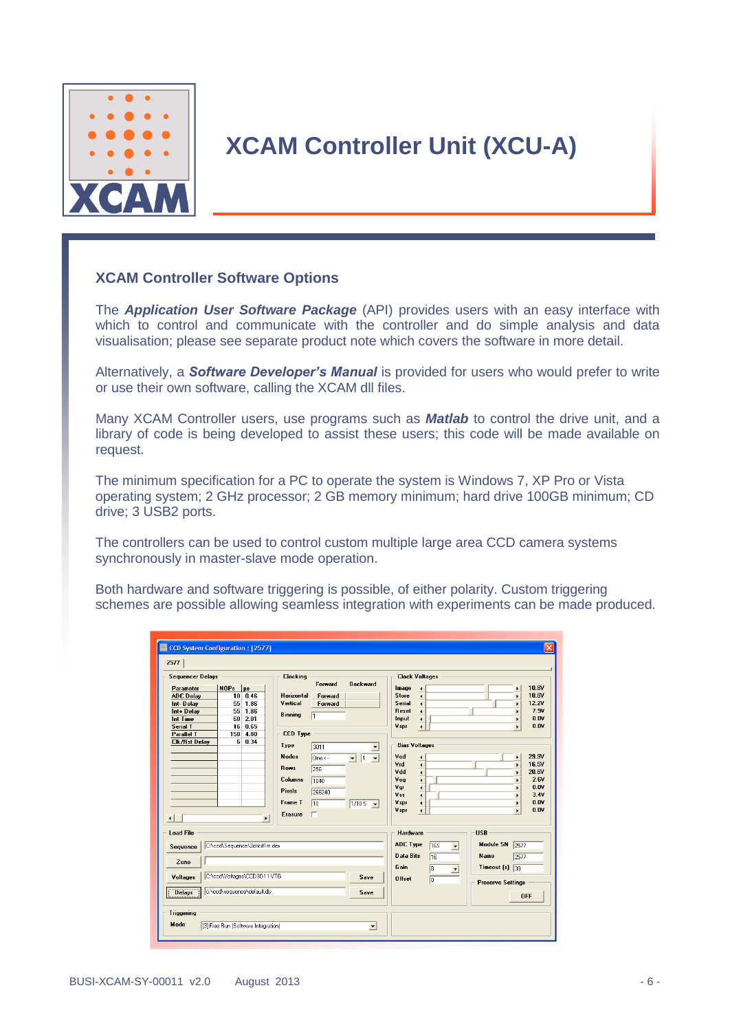# XCAM Controller Unit (XCU-A)

## XCAM Controller Software Options

The ***Application User Software Package*** (API) provides users with an easy interface with which to control and communicate with the controller and do simple analysis and data visualisation; please see separate product note which covers the software in more detail.

Alternatively, a ***Software Developer's Manual*** is provided for users who would prefer to write or use their own software, calling the XCAM dll files.

Many XCAM Controller users, use programs such as ***Matlab*** to control the drive unit, and a library of code is being developed to assist these users; this code will be made available on request.

The minimum specification for a PC to operate the system is Windows 7, XP Pro or Vista operating system; 2 GHz processor; 2 GB memory minimum; hard drive 100GB minimum; CD drive; 3 USB2 ports.

The controllers can be used to control custom multiple large area CCD camera systems synchronously in master-slave mode operation.

Both hardware and software triggering is possible, of either polarity. Custom triggering schemes are possible allowing seamless integration with experiments can be made produced.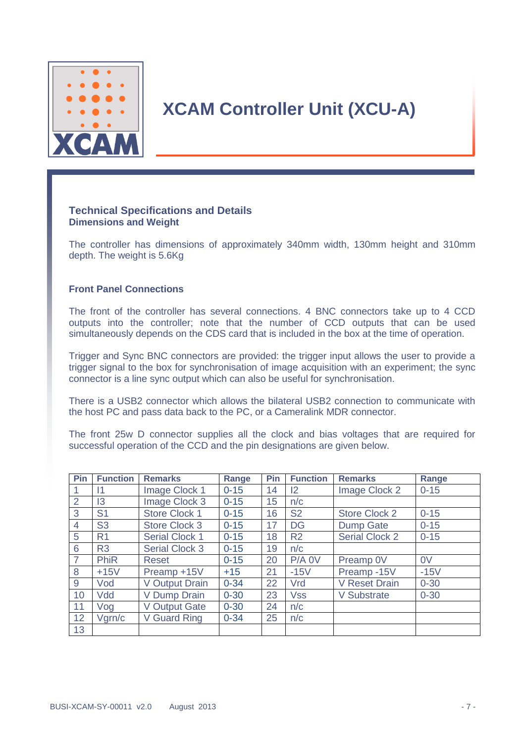# XCAM Controller Unit (XCU-A)

## Technical Specifications and Details

### Dimensions and Weight

The controller has dimensions of approximately 340mm width, 130mm height and 310mm depth. The weight is 5.6Kg

### Front Panel Connections

The front of the controller has several connections. 4 BNC connectors take up to 4 CCD outputs into the controller; note that the number of CCD outputs that can be used simultaneously depends on the CDS card that is included in the box at the time of operation.

Trigger and Sync BNC connectors are provided: the trigger input allows the user to provide a trigger signal to the box for synchronisation of image acquisition with an experiment; the sync connector is a line sync output which can also be useful for synchronisation.

There is a USB2 connector which allows the bilateral USB2 connection to communicate with the host PC and pass data back to the PC, or a Cameralink MDR connector.

The front 25w D connector supplies all the clock and bias voltages that are required for successful operation of the CCD and the pin designations are given below.

| Pin | Function | Remarks | Range | Pin | Function | Remarks | Range |
|---|---|---|---|---|---|---|---|
| 1 | I1 | Image Clock 1 | 0-15 | 14 | I2 | Image Clock 2 | 0-15 |
| 2 | I3 | Image Clock 3 | 0-15 | 15 | n/c | | |
| 3 | S1 | Store Clock 1 | 0-15 | 16 | S2 | Store Clock 2 | 0-15 |
| 4 | S3 | Store Clock 3 | 0-15 | 17 | DG | Dump Gate | 0-15 |
| 5 | R1 | Serial Clock 1 | 0-15 | 18 | R2 | Serial Clock 2 | 0-15 |
| 6 | R3 | Serial Clock 3 | 0-15 | 19 | n/c | | |
| 7 | PhiR | Reset | 0-15 | 20 | P/A 0V | Preamp 0V | 0V |
| 8 | +15V | Preamp +15V | +15 | 21 | -15V | Preamp -15V | -15V |
| 9 | Vod | V Output Drain | 0-34 | 22 | Vrd | V Reset Drain | 0-30 |
| 10 | Vdd | V Dump Drain | 0-30 | 23 | Vss | V Substrate | 0-30 |
| 11 | Vog | V Output Gate | 0-30 | 24 | n/c | | |
| 12 | Vgrn/c | V Guard Ring | 0-34 | 25 | n/c | | |
| 13 | | | | | | | |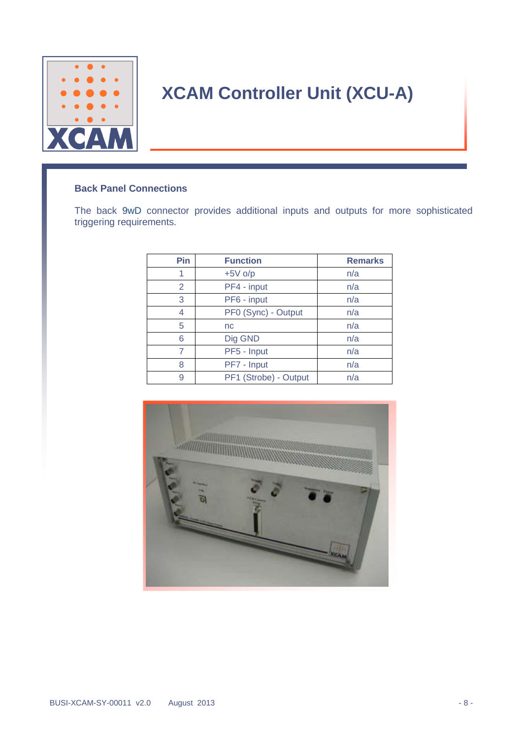## Back Panel Connections

The back 9wD connector provides additional inputs and outputs for more sophisticated triggering requirements.

| Pin | Function | Remarks |
|---|---|---|
| 1 | +5V o/p | n/a |
| 2 | PF4 - input | n/a |
| 3 | PF6 - input | n/a |
| 4 | PF0 (Sync) - Output | n/a |
| 5 | nc | n/a |
| 6 | Dig GND | n/a |
| 7 | PF5 - Input | n/a |
| 8 | PF7 - Input | n/a |
| 9 | PF1 (Strobe) - Output | n/a |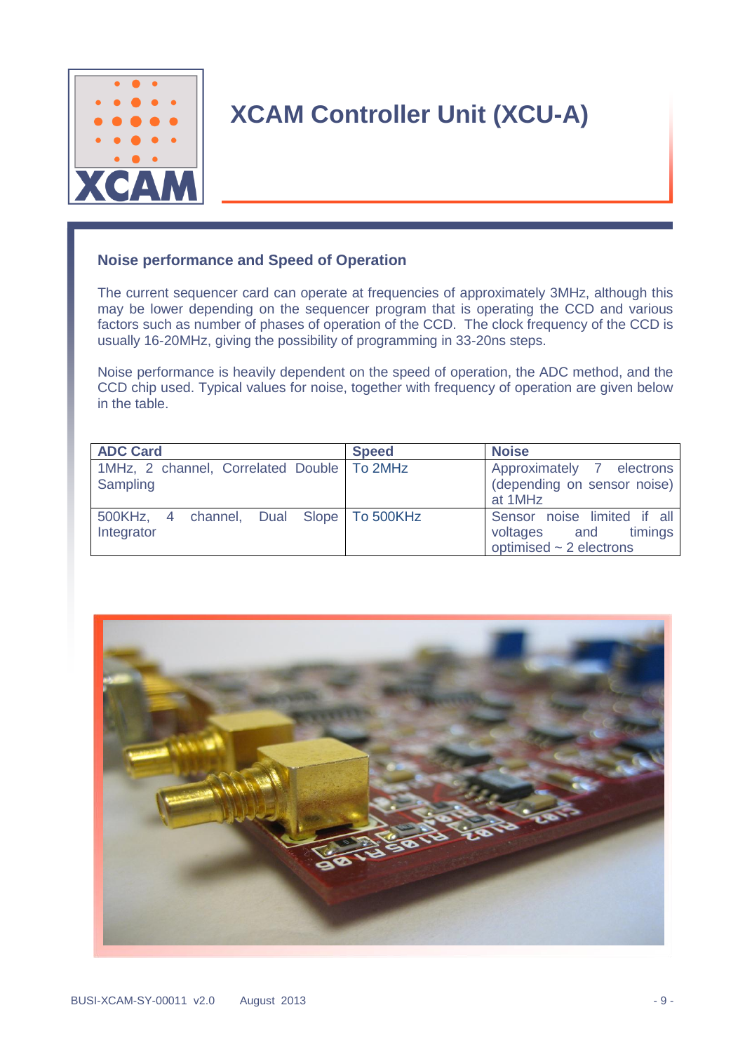# XCAM Controller Unit (XCU-A)

### Noise performance and Speed of Operation

The current sequencer card can operate at frequencies of approximately 3MHz, although this may be lower depending on the sequencer program that is operating the CCD and various factors such as number of phases of operation of the CCD. The clock frequency of the CCD is usually 16-20MHz, giving the possibility of programming in 33-20ns steps.

Noise performance is heavily dependent on the speed of operation, the ADC method, and the CCD chip used. Typical values for noise, together with frequency of operation are given below in the table.

| ADC Card | Speed | Noise |
|---|---|---|
| 1MHz, 2 channel, Correlated Double Sampling | To 2MHz | Approximately 7 electrons (depending on sensor noise) at 1MHz |
| 500KHz, 4 channel, Dual Slope Integrator | To 500KHz | Sensor noise limited if all voltages and timings optimised ~ 2 electrons |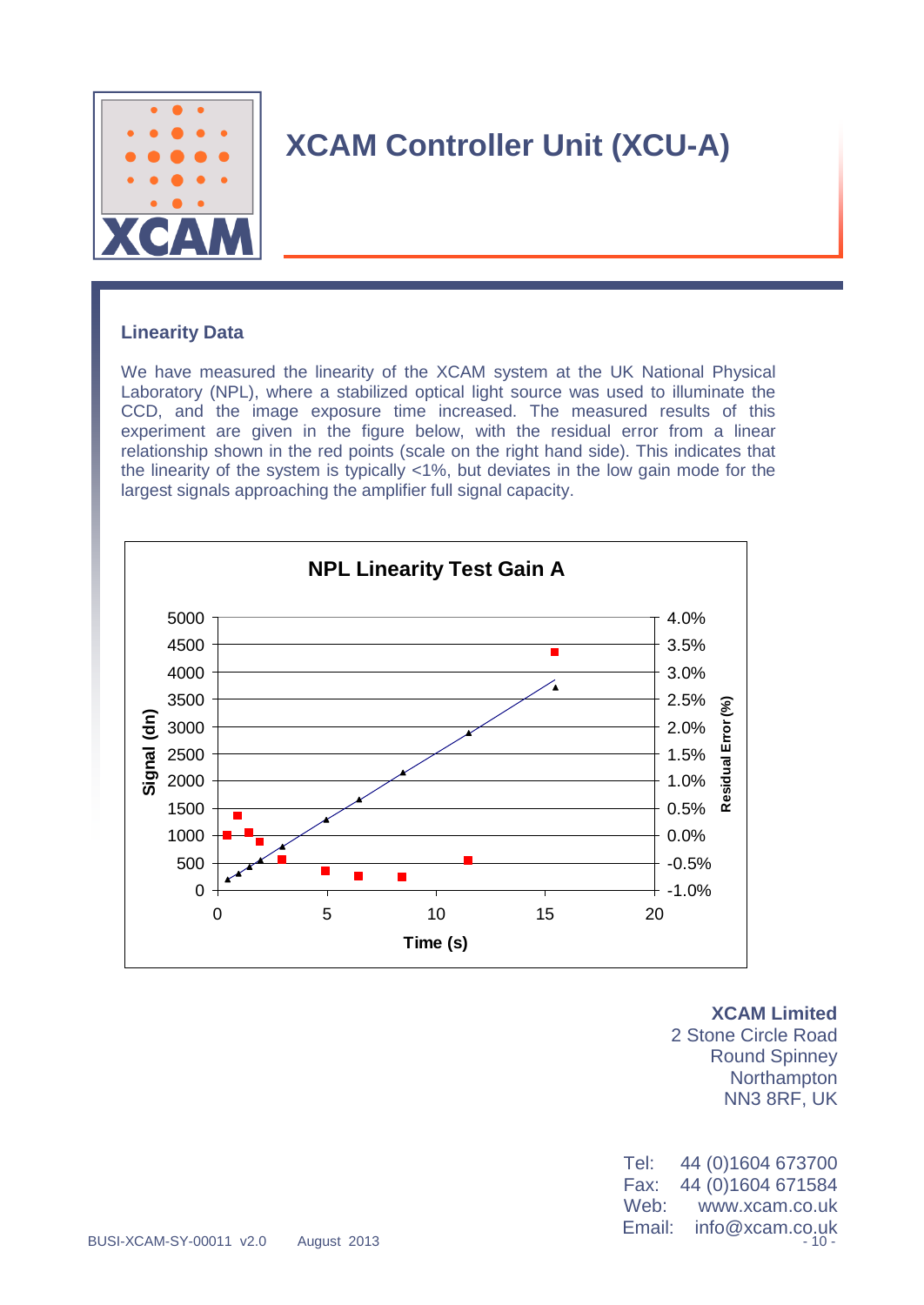# XCAM Controller Unit (XCU-A)

## Linearity Data

We have measured the linearity of the XCAM system at the UK National Physical Laboratory (NPL), where a stabilized optical light source was used to illuminate the CCD, and the image exposure time increased. The measured results of this experiment are given in the figure below, with the residual error from a linear relationship shown in the red points (scale on the right hand side). This indicates that the linearity of the system is typically <1%, but deviates in the low gain mode for the largest signals approaching the amplifier full signal capacity.

NPL Linearity Test Gain A

Signal (dn)

5000
4500
4000
3500
3000
2500
2000
1500
1000
500
0

Residual Error (%)

4.0%
3.5%
3.0%
2.5%
2.0%
1.5%
1.0%
0.5%
0.0%
-0.5%
-1.0%

Time (s)

0
5
10
15
20

**XCAM Limited**
2 Stone Circle Road
Round Spinney
Northampton
NN3 8RF, UK

Tel: 44 (0)1604 673700
Fax: 44 (0)1604 671584
Web: www.xcam.co.uk
Email: info@xcam.co.uk

BUSI-XCAM-SY-00011 v2.0 August 2013